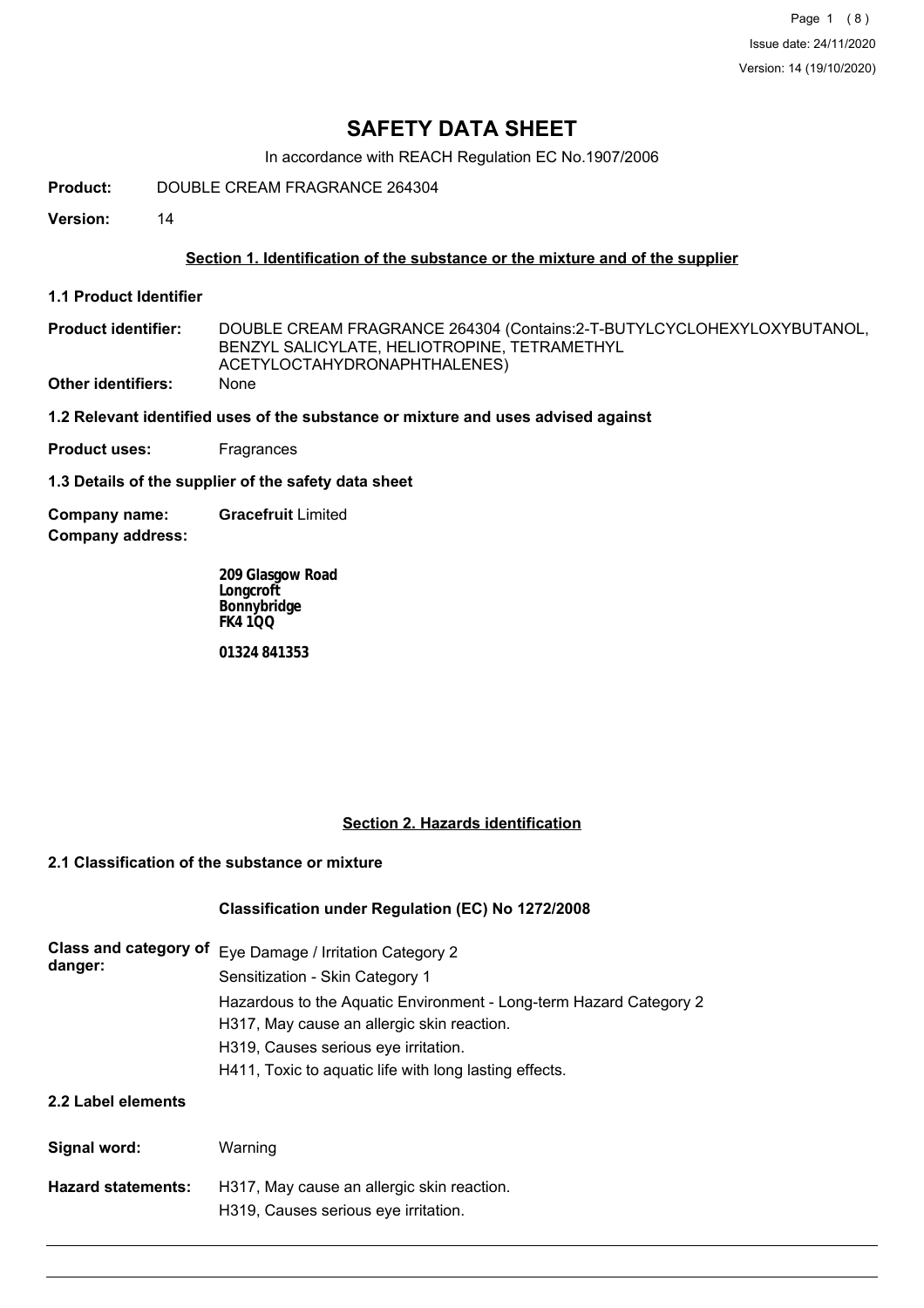Issue date: 24/11/2020

Version: 14 (19/10/2020)

# SAFETY DATA SHEET

In accordance with REACH Regulation EC No.1907/2006

**Product:** DOUBLE CREAM FRAGRANCE 264304

**Version:** 14

## Section 1. Identification of the substance or the mixture and of the supplier

### 1.1 Product Identifier

**Product identifier:** DOUBLE CREAM FRAGRANCE 264304 (Contains:2-T-BUTYLCYCLOHEXYLOXYBUTANOL, BENZYL SALICYLATE, HELIOTROPINE, TETRAMETHYL ACETYLOCTAHYDRONAPHTHALENES)

**Other identifiers:** None

### 1.2 Relevant identified uses of the substance or mixture and uses advised against

**Product uses:** Fragrances

### 1.3 Details of the supplier of the safety data sheet

**Company name:** **Gracefruit** Limited

**Company address:**

**209 Glasgow Road**
**Longcroft**
**Bonnybridge**
**FK4 1QQ**

**01324 841353**

## Section 2. Hazards identification

### 2.1 Classification of the substance or mixture

**Classification under Regulation (EC) No 1272/2008**

**Class and category of danger:**

Eye Damage / Irritation Category 2

Sensitization - Skin Category 1

Hazardous to the Aquatic Environment - Long-term Hazard Category 2

H317, May cause an allergic skin reaction.

H319, Causes serious eye irritation.

H411, Toxic to aquatic life with long lasting effects.

### 2.2 Label elements

**Signal word:** Warning

**Hazard statements:**

H317, May cause an allergic skin reaction.

H319, Causes serious eye irritation.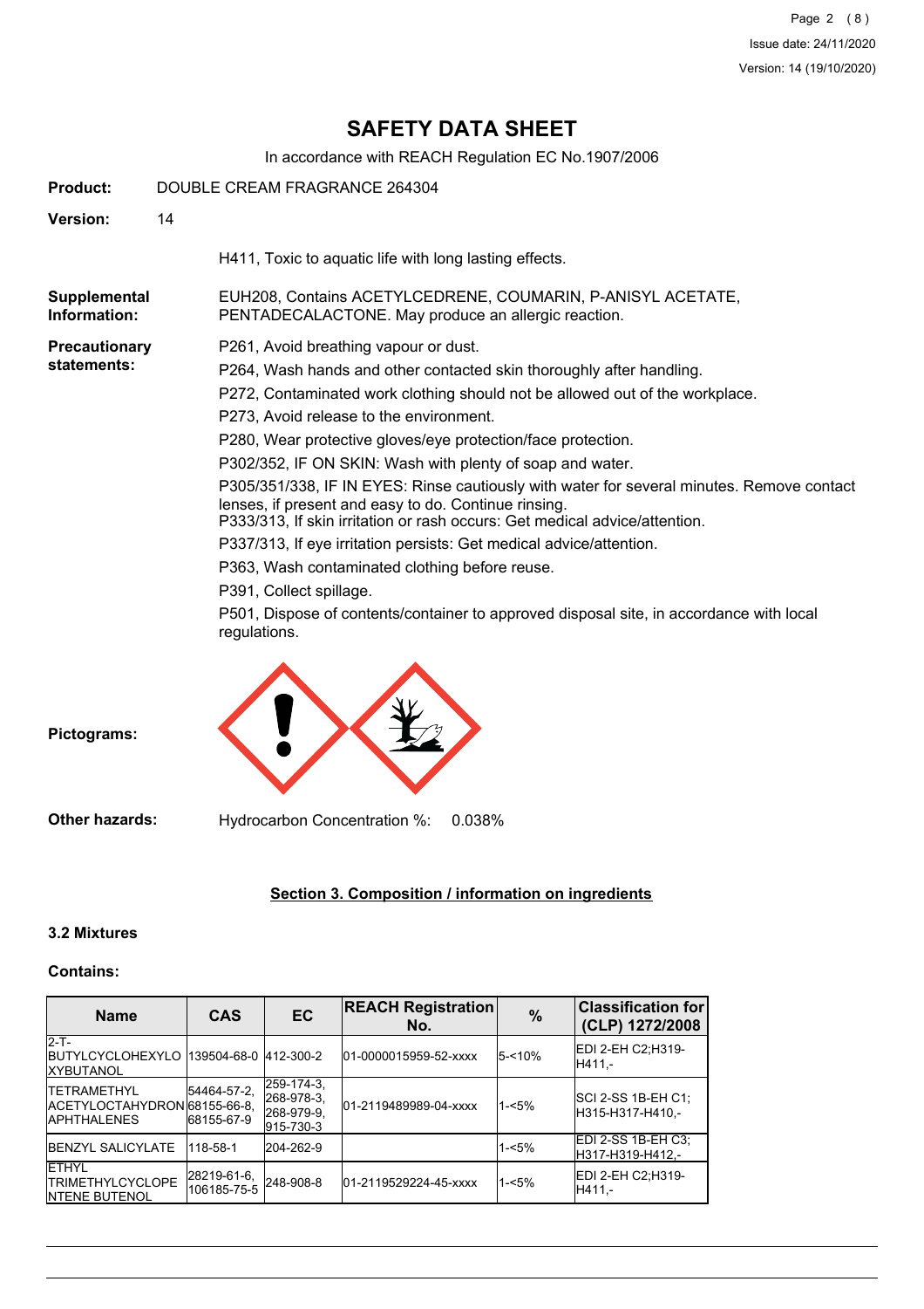# SAFETY DATA SHEET

In accordance with REACH Regulation EC No.1907/2006

**Product:** DOUBLE CREAM FRAGRANCE 264304

**Version:** 14

H411, Toxic to aquatic life with long lasting effects.

**Supplemental Information:** EUH208, Contains ACETYLCEDRENE, COUMARIN, P-ANISYL ACETATE, PENTADECALACTONE. May produce an allergic reaction.

**Precautionary statements:**

P261, Avoid breathing vapour or dust.

P264, Wash hands and other contacted skin thoroughly after handling.

P272, Contaminated work clothing should not be allowed out of the workplace.

P273, Avoid release to the environment.

P280, Wear protective gloves/eye protection/face protection.

P302/352, IF ON SKIN: Wash with plenty of soap and water.

P305/351/338, IF IN EYES: Rinse cautiously with water for several minutes. Remove contact lenses, if present and easy to do. Continue rinsing.
P333/313, If skin irritation or rash occurs: Get medical advice/attention.

P337/313, If eye irritation persists: Get medical advice/attention.

P363, Wash contaminated clothing before reuse.

P391, Collect spillage.

P501, Dispose of contents/container to approved disposal site, in accordance with local regulations.

**Pictograms:**

**Other hazards:** Hydrocarbon Concentration %: 0.038%

## Section 3. Composition / information on ingredients

### 3.2 Mixtures

**Contains:**

| Name | CAS | EC | REACH Registration No. | % | Classification for (CLP) 1272/2008 |
|---|---|---|---|---|---|
| 2-T-BUTYLCYCLOHEXYLOXYBUTANOL | 139504-68-0 | 412-300-2 | 01-0000015959-52-xxxx | 5-<10% | EDI 2-EH C2;H319-H411,- |
| TETRAMETHYL ACETYLOCTAHYDRONAPHTHALENES | 54464-57-2, 68155-66-8, 68155-67-9 | 259-174-3, 268-978-3, 268-979-9, 915-730-3 | 01-2119489989-04-xxxx | 1-<5% | SCI 2-SS 1B-EH C1;H315-H317-H410,- |
| BENZYL SALICYLATE | 118-58-1 | 204-262-9 | | 1-<5% | EDI 2-SS 1B-EH C3;H317-H319-H412,- |
| ETHYL TRIMETHYLCYCLOPENTENE BUTENOL | 28219-61-6, 106185-75-5 | 248-908-8 | 01-2119529224-45-xxxx | 1-<5% | EDI 2-EH C2;H319-H411,- |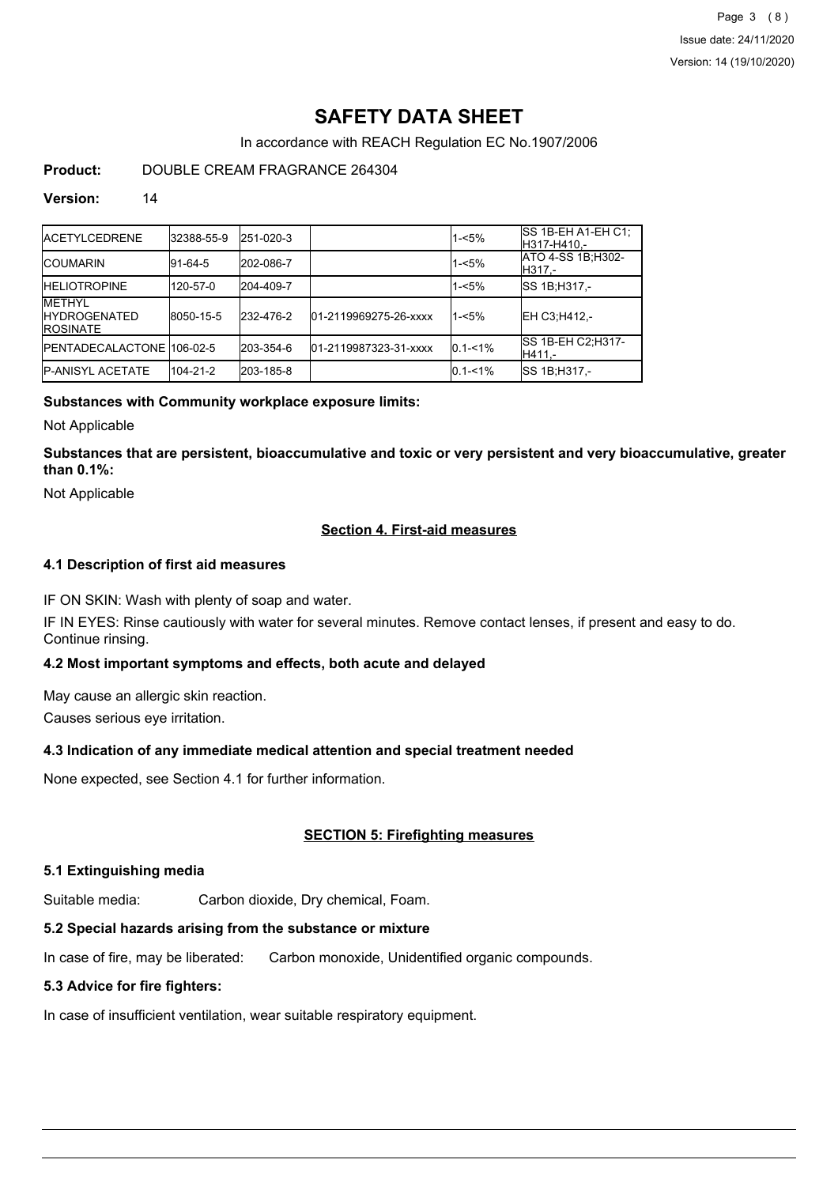# SAFETY DATA SHEET

In accordance with REACH Regulation EC No.1907/2006

**Product:** DOUBLE CREAM FRAGRANCE 264304

**Version:** 14

| | | | | | |
|---|---|---|---|---|---|
| ACETYLCEDRENE | 32388-55-9 | 251-020-3 | | 1-<5% | SS 1B-EH A1-EH C1;H317-H410,- |
| COUMARIN | 91-64-5 | 202-086-7 | | 1-<5% | ATO 4-SS 1B;H302-H317,- |
| HELIOTROPINE | 120-57-0 | 204-409-7 | | 1-<5% | SS 1B;H317,- |
| METHYL HYDROGENATED ROSINATE | 8050-15-5 | 232-476-2 | 01-2119969275-26-xxxx | 1-<5% | EH C3;H412,- |
| PENTADECALACTONE | 106-02-5 | 203-354-6 | 01-2119987323-31-xxxx | 0.1-<1% | SS 1B-EH C2;H317-H411,- |
| P-ANISYL ACETATE | 104-21-2 | 203-185-8 | | 0.1-<1% | SS 1B;H317,- |

**Substances with Community workplace exposure limits:**

Not Applicable

**Substances that are persistent, bioaccumulative and toxic or very persistent and very bioaccumulative, greater than 0.1%:**

Not Applicable

## Section 4. First-aid measures

### 4.1 Description of first aid measures

IF ON SKIN: Wash with plenty of soap and water.

IF IN EYES: Rinse cautiously with water for several minutes. Remove contact lenses, if present and easy to do. Continue rinsing.

### 4.2 Most important symptoms and effects, both acute and delayed

May cause an allergic skin reaction.

Causes serious eye irritation.

### 4.3 Indication of any immediate medical attention and special treatment needed

None expected, see Section 4.1 for further information.

## SECTION 5: Firefighting measures

### 5.1 Extinguishing media

Suitable media: Carbon dioxide, Dry chemical, Foam.

### 5.2 Special hazards arising from the substance or mixture

In case of fire, may be liberated: Carbon monoxide, Unidentified organic compounds.

### 5.3 Advice for fire fighters:

In case of insufficient ventilation, wear suitable respiratory equipment.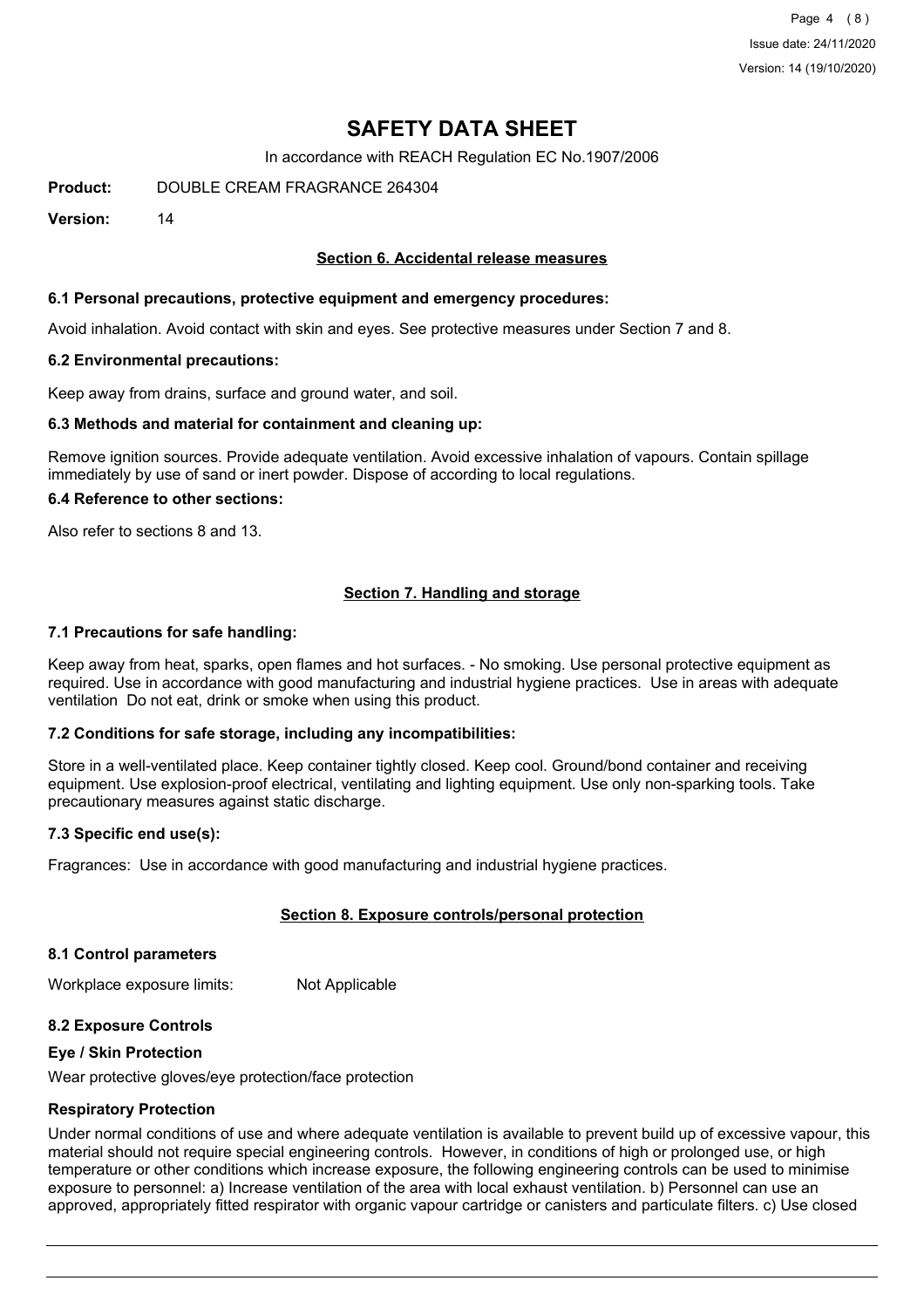# SAFETY DATA SHEET

In accordance with REACH Regulation EC No.1907/2006

**Product:** DOUBLE CREAM FRAGRANCE 264304

**Version:** 14

## Section 6. Accidental release measures

### 6.1 Personal precautions, protective equipment and emergency procedures:

Avoid inhalation. Avoid contact with skin and eyes. See protective measures under Section 7 and 8.

### 6.2 Environmental precautions:

Keep away from drains, surface and ground water, and soil.

### 6.3 Methods and material for containment and cleaning up:

Remove ignition sources. Provide adequate ventilation. Avoid excessive inhalation of vapours. Contain spillage immediately by use of sand or inert powder. Dispose of according to local regulations.

### 6.4 Reference to other sections:

Also refer to sections 8 and 13.

## Section 7. Handling and storage

### 7.1 Precautions for safe handling:

Keep away from heat, sparks, open flames and hot surfaces. - No smoking. Use personal protective equipment as required. Use in accordance with good manufacturing and industrial hygiene practices. Use in areas with adequate ventilation Do not eat, drink or smoke when using this product.

### 7.2 Conditions for safe storage, including any incompatibilities:

Store in a well-ventilated place. Keep container tightly closed. Keep cool. Ground/bond container and receiving equipment. Use explosion-proof electrical, ventilating and lighting equipment. Use only non-sparking tools. Take precautionary measures against static discharge.

### 7.3 Specific end use(s):

Fragrances: Use in accordance with good manufacturing and industrial hygiene practices.

## Section 8. Exposure controls/personal protection

### 8.1 Control parameters

Workplace exposure limits: Not Applicable

### 8.2 Exposure Controls

**Eye / Skin Protection**

Wear protective gloves/eye protection/face protection

**Respiratory Protection**

Under normal conditions of use and where adequate ventilation is available to prevent build up of excessive vapour, this material should not require special engineering controls. However, in conditions of high or prolonged use, or high temperature or other conditions which increase exposure, the following engineering controls can be used to minimise exposure to personnel: a) Increase ventilation of the area with local exhaust ventilation. b) Personnel can use an approved, appropriately fitted respirator with organic vapour cartridge or canisters and particulate filters. c) Use closed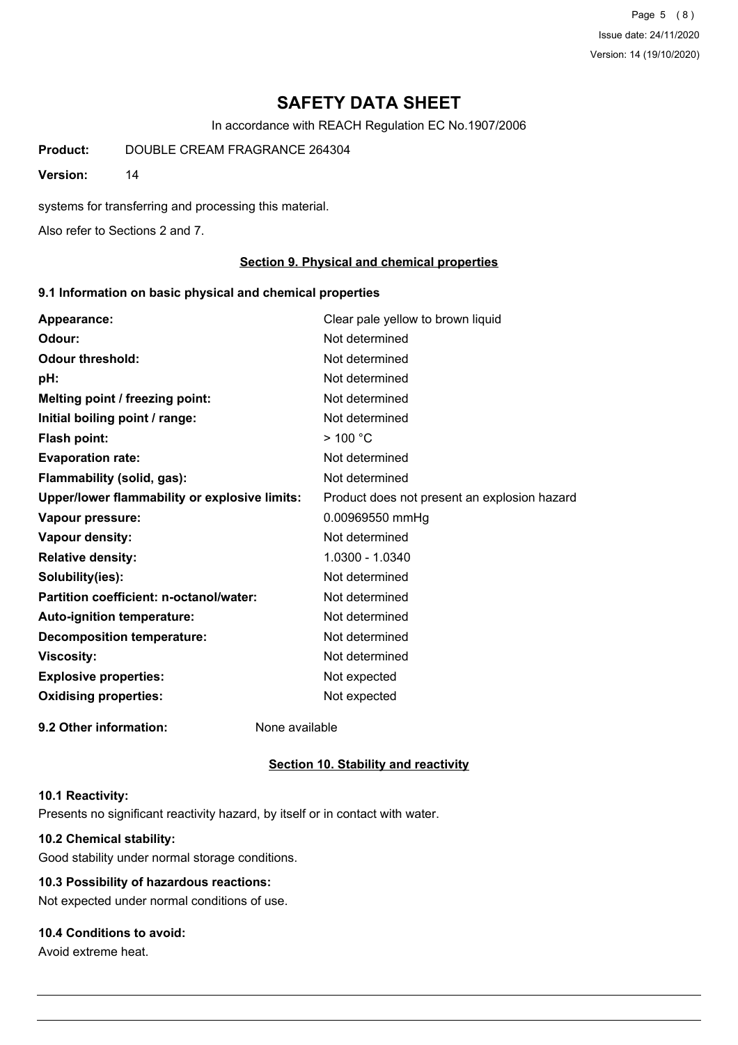systems for transferring and processing this material.

Also refer to Sections 2 and 7.

## Section 9. Physical and chemical properties

### 9.1 Information on basic physical and chemical properties

| | |
|---|---|
| **Appearance:** | Clear pale yellow to brown liquid |
| **Odour:** | Not determined |
| **Odour threshold:** | Not determined |
| **pH:** | Not determined |
| **Melting point / freezing point:** | Not determined |
| **Initial boiling point / range:** | Not determined |
| **Flash point:** | > 100 °C |
| **Evaporation rate:** | Not determined |
| **Flammability (solid, gas):** | Not determined |
| **Upper/lower flammability or explosive limits:** | Product does not present an explosion hazard |
| **Vapour pressure:** | 0.00969550 mmHg |
| **Vapour density:** | Not determined |
| **Relative density:** | 1.0300 - 1.0340 |
| **Solubility(ies):** | Not determined |
| **Partition coefficient: n-octanol/water:** | Not determined |
| **Auto-ignition temperature:** | Not determined |
| **Decomposition temperature:** | Not determined |
| **Viscosity:** | Not determined |
| **Explosive properties:** | Not expected |
| **Oxidising properties:** | Not expected |

**9.2 Other information:** None available

## Section 10. Stability and reactivity

### 10.1 Reactivity:

Presents no significant reactivity hazard, by itself or in contact with water.

### 10.2 Chemical stability:

Good stability under normal storage conditions.

### 10.3 Possibility of hazardous reactions:

Not expected under normal conditions of use.

### 10.4 Conditions to avoid:

Avoid extreme heat.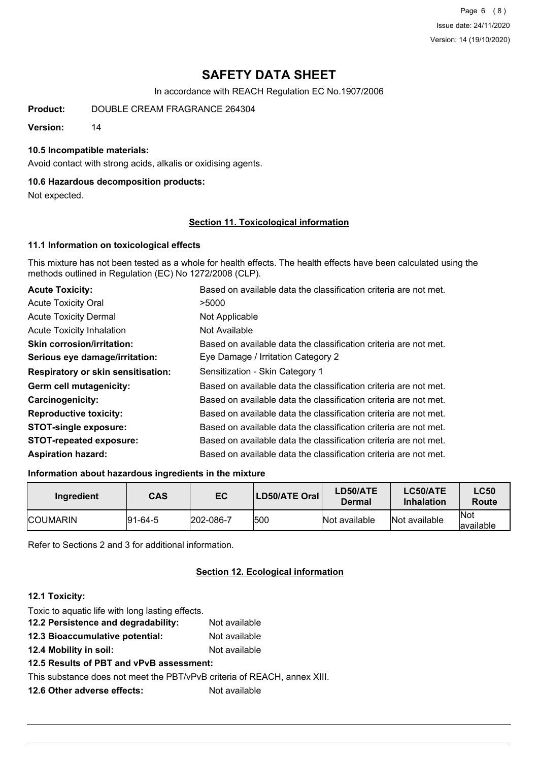# SAFETY DATA SHEET

In accordance with REACH Regulation EC No.1907/2006

**Product:** DOUBLE CREAM FRAGRANCE 264304

**Version:** 14

### 10.5 Incompatible materials:

Avoid contact with strong acids, alkalis or oxidising agents.

### 10.6 Hazardous decomposition products:

Not expected.

## Section 11. Toxicological information

### 11.1 Information on toxicological effects

This mixture has not been tested as a whole for health effects. The health effects have been calculated using the methods outlined in Regulation (EC) No 1272/2008 (CLP).

**Acute Toxicity:** Based on available data the classification criteria are not met.

Acute Toxicity Oral: >5000

Acute Toxicity Dermal: Not Applicable

Acute Toxicity Inhalation: Not Available

**Skin corrosion/irritation:** Based on available data the classification criteria are not met.

**Serious eye damage/irritation:** Eye Damage / Irritation Category 2

**Respiratory or skin sensitisation:** Sensitization - Skin Category 1

**Germ cell mutagenicity:** Based on available data the classification criteria are not met.

**Carcinogenicity:** Based on available data the classification criteria are not met.

**Reproductive toxicity:** Based on available data the classification criteria are not met.

**STOT-single exposure:** Based on available data the classification criteria are not met.

**STOT-repeated exposure:** Based on available data the classification criteria are not met.

**Aspiration hazard:** Based on available data the classification criteria are not met.

### Information about hazardous ingredients in the mixture

| Ingredient | CAS | EC | LD50/ATE Oral | LD50/ATE Dermal | LC50/ATE Inhalation | LC50 Route |
|---|---|---|---|---|---|---|
| COUMARIN | 91-64-5 | 202-086-7 | 500 | Not available | Not available | Not available |

Refer to Sections 2 and 3 for additional information.

## Section 12. Ecological information

### 12.1 Toxicity:

Toxic to aquatic life with long lasting effects.

**12.2 Persistence and degradability:** Not available

**12.3 Bioaccumulative potential:** Not available

**12.4 Mobility in soil:** Not available

### 12.5 Results of PBT and vPvB assessment:

This substance does not meet the PBT/vPvB criteria of REACH, annex XIII.

**12.6 Other adverse effects:** Not available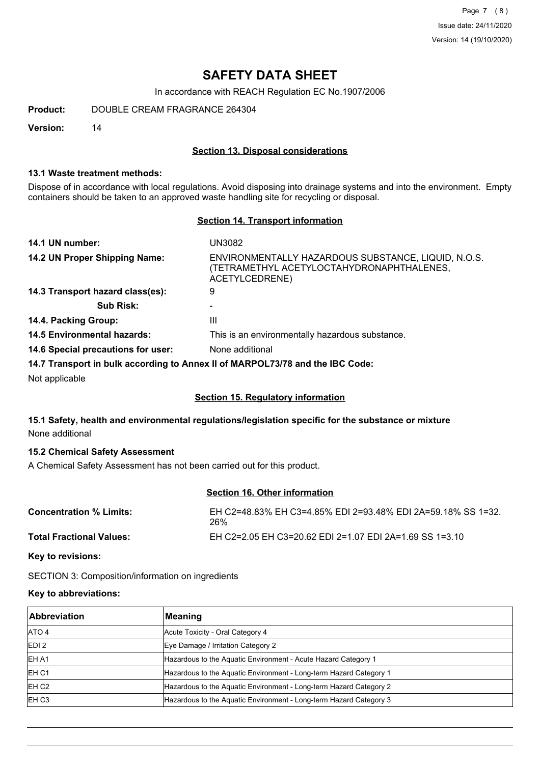# SAFETY DATA SHEET

In accordance with REACH Regulation EC No.1907/2006

**Product:** DOUBLE CREAM FRAGRANCE 264304

**Version:** 14

## Section 13. Disposal considerations

### 13.1 Waste treatment methods:

Dispose of in accordance with local regulations. Avoid disposing into drainage systems and into the environment. Empty containers should be taken to an approved waste handling site for recycling or disposal.

## Section 14. Transport information

**14.1 UN number:** UN3082

**14.2 UN Proper Shipping Name:** ENVIRONMENTALLY HAZARDOUS SUBSTANCE, LIQUID, N.O.S. (TETRAMETHYL ACETYLOCTAHYDRONAPHTHALENES, ACETYLCEDRENE)

**14.3 Transport hazard class(es):** 9

**Sub Risk:** -

**14.4. Packing Group:** III

**14.5 Environmental hazards:** This is an environmentally hazardous substance.

**14.6 Special precautions for user:** None additional

**14.7 Transport in bulk according to Annex II of MARPOL73/78 and the IBC Code:**

Not applicable

## Section 15. Regulatory information

### 15.1 Safety, health and environmental regulations/legislation specific for the substance or mixture

None additional

### 15.2 Chemical Safety Assessment

A Chemical Safety Assessment has not been carried out for this product.

## Section 16. Other information

**Concentration % Limits:** EH C2=48.83% EH C3=4.85% EDI 2=93.48% EDI 2A=59.18% SS 1=32.26%

**Total Fractional Values:** EH C2=2.05 EH C3=20.62 EDI 2=1.07 EDI 2A=1.69 SS 1=3.10

**Key to revisions:**

SECTION 3: Composition/information on ingredients

**Key to abbreviations:**

| Abbreviation | Meaning |
|---|---|
| ATO 4 | Acute Toxicity - Oral Category 4 |
| EDI 2 | Eye Damage / Irritation Category 2 |
| EH A1 | Hazardous to the Aquatic Environment - Acute Hazard Category 1 |
| EH C1 | Hazardous to the Aquatic Environment - Long-term Hazard Category 1 |
| EH C2 | Hazardous to the Aquatic Environment - Long-term Hazard Category 2 |
| EH C3 | Hazardous to the Aquatic Environment - Long-term Hazard Category 3 |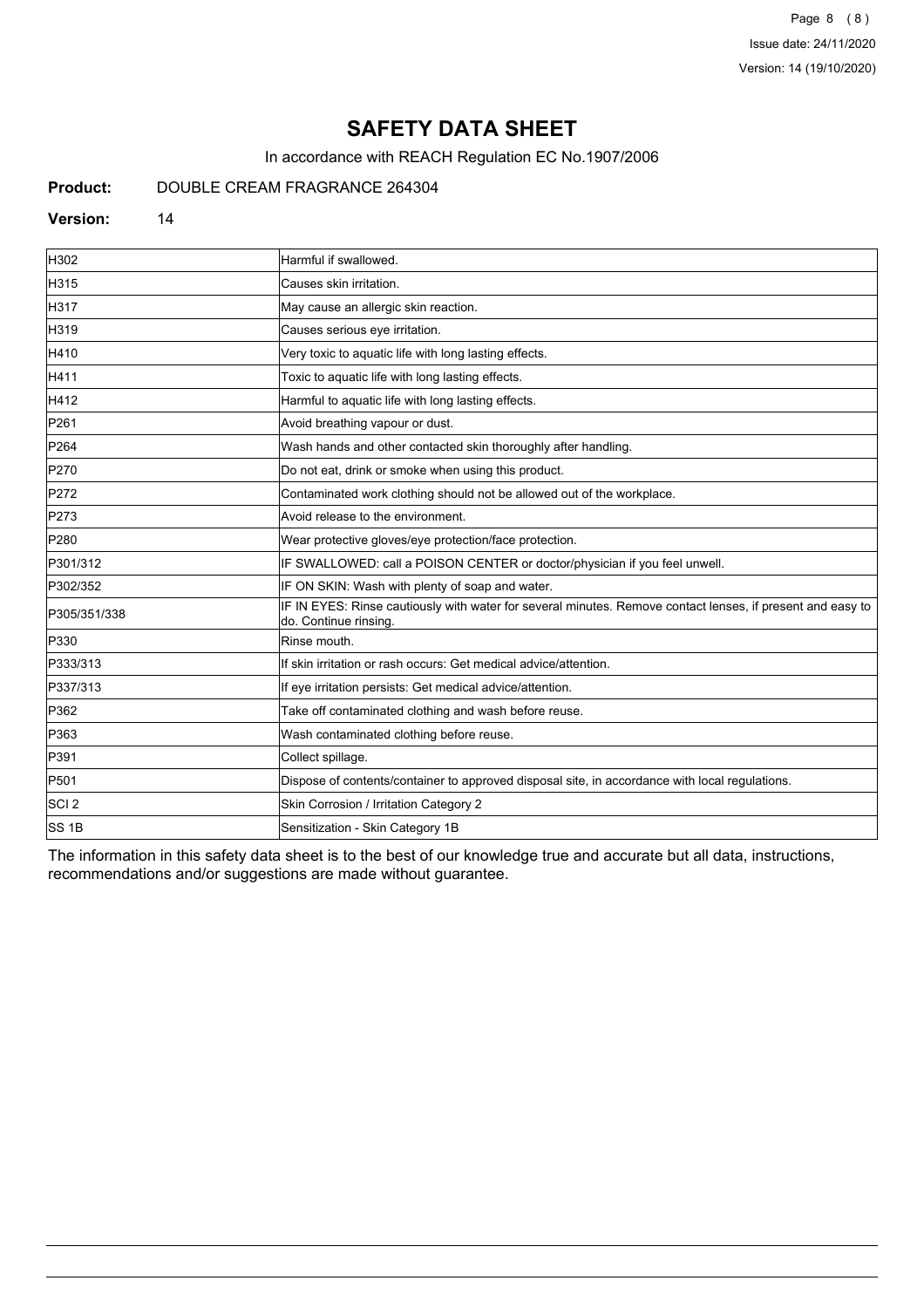# SAFETY DATA SHEET

In accordance with REACH Regulation EC No.1907/2006

**Product:** DOUBLE CREAM FRAGRANCE 264304

**Version:** 14

| | |
|---|---|
| H302 | Harmful if swallowed. |
| H315 | Causes skin irritation. |
| H317 | May cause an allergic skin reaction. |
| H319 | Causes serious eye irritation. |
| H410 | Very toxic to aquatic life with long lasting effects. |
| H411 | Toxic to aquatic life with long lasting effects. |
| H412 | Harmful to aquatic life with long lasting effects. |
| P261 | Avoid breathing vapour or dust. |
| P264 | Wash hands and other contacted skin thoroughly after handling. |
| P270 | Do not eat, drink or smoke when using this product. |
| P272 | Contaminated work clothing should not be allowed out of the workplace. |
| P273 | Avoid release to the environment. |
| P280 | Wear protective gloves/eye protection/face protection. |
| P301/312 | IF SWALLOWED: call a POISON CENTER or doctor/physician if you feel unwell. |
| P302/352 | IF ON SKIN: Wash with plenty of soap and water. |
| P305/351/338 | IF IN EYES: Rinse cautiously with water for several minutes. Remove contact lenses, if present and easy to do. Continue rinsing. |
| P330 | Rinse mouth. |
| P333/313 | If skin irritation or rash occurs: Get medical advice/attention. |
| P337/313 | If eye irritation persists: Get medical advice/attention. |
| P362 | Take off contaminated clothing and wash before reuse. |
| P363 | Wash contaminated clothing before reuse. |
| P391 | Collect spillage. |
| P501 | Dispose of contents/container to approved disposal site, in accordance with local regulations. |
| SCI 2 | Skin Corrosion / Irritation Category 2 |
| SS 1B | Sensitization - Skin Category 1B |

The information in this safety data sheet is to the best of our knowledge true and accurate but all data, instructions, recommendations and/or suggestions are made without guarantee.